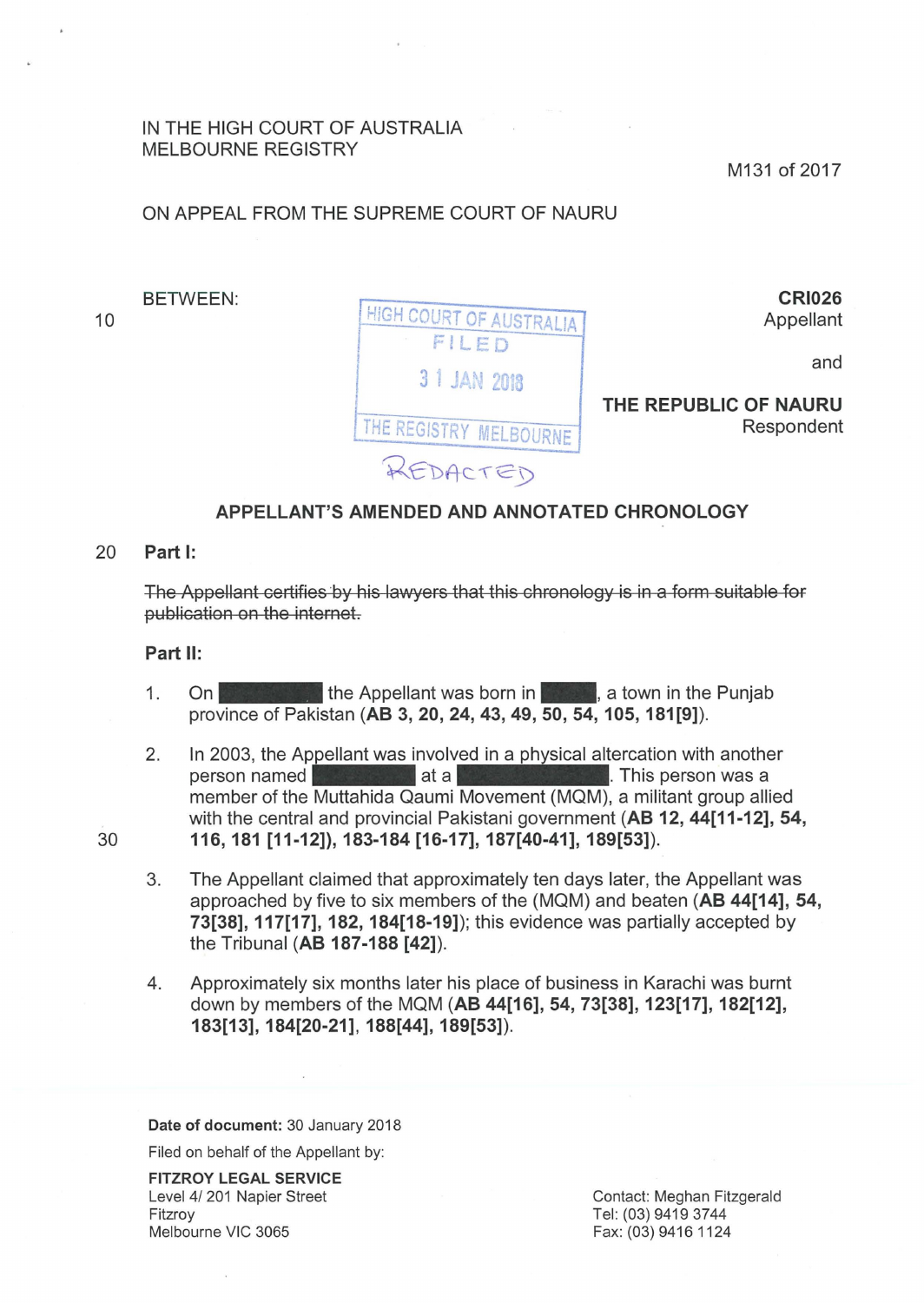IN THE HIGH COURT OF AUSTRALIA
MELBOURNE REGISTRY

M131 of 2017

ON APPEAL FROM THE SUPREME COURT OF NAURU

BETWEEN:

**CRI026**
Appellant

and

**THE REPUBLIC OF NAURU**
Respondent

HIGH COURT OF AUSTRALIA
FILED
31 JAN 2018
THE REGISTRY MELBOURNE

REDACTED

## APPELLANT'S AMENDED AND ANNOTATED CHRONOLOGY

**Part I:**

~~The Appellant certifies by his lawyers that this chronology is in a form suitable for publication on the internet.~~

**Part II:**

1. On [REDACTED] the Appellant was born in [REDACTED], a town in the Punjab province of Pakistan (**AB 3, 20, 24, 43, 49, 50, 54, 105, 181[9]**).

2. In 2003, the Appellant was involved in a physical altercation with another person named [REDACTED] at a [REDACTED]. This person was a member of the Muttahida Qaumi Movement (MQM), a militant group allied with the central and provincial Pakistani government (**AB 12, 44[11-12], 54, 116, 181 [11-12]), 183-184 [16-17], 187[40-41], 189[53]**).

3. The Appellant claimed that approximately ten days later, the Appellant was approached by five to six members of the (MQM) and beaten (**AB 44[14], 54, 73[38], 117[17], 182, 184[18-19]**); this evidence was partially accepted by the Tribunal (**AB 187-188 [42]**).

4. Approximately six months later his place of business in Karachi was burnt down by members of the MQM (**AB 44[16], 54, 73[38], 123[17], 182[12], 183[13], 184[20-21], 188[44], 189[53]**).

**Date of document:** 30 January 2018

Filed on behalf of the Appellant by:

**FITZROY LEGAL SERVICE**
Level 4/ 201 Napier Street
Fitzroy
Melbourne VIC 3065

Contact: Meghan Fitzgerald
Tel: (03) 9419 3744
Fax: (03) 9416 1124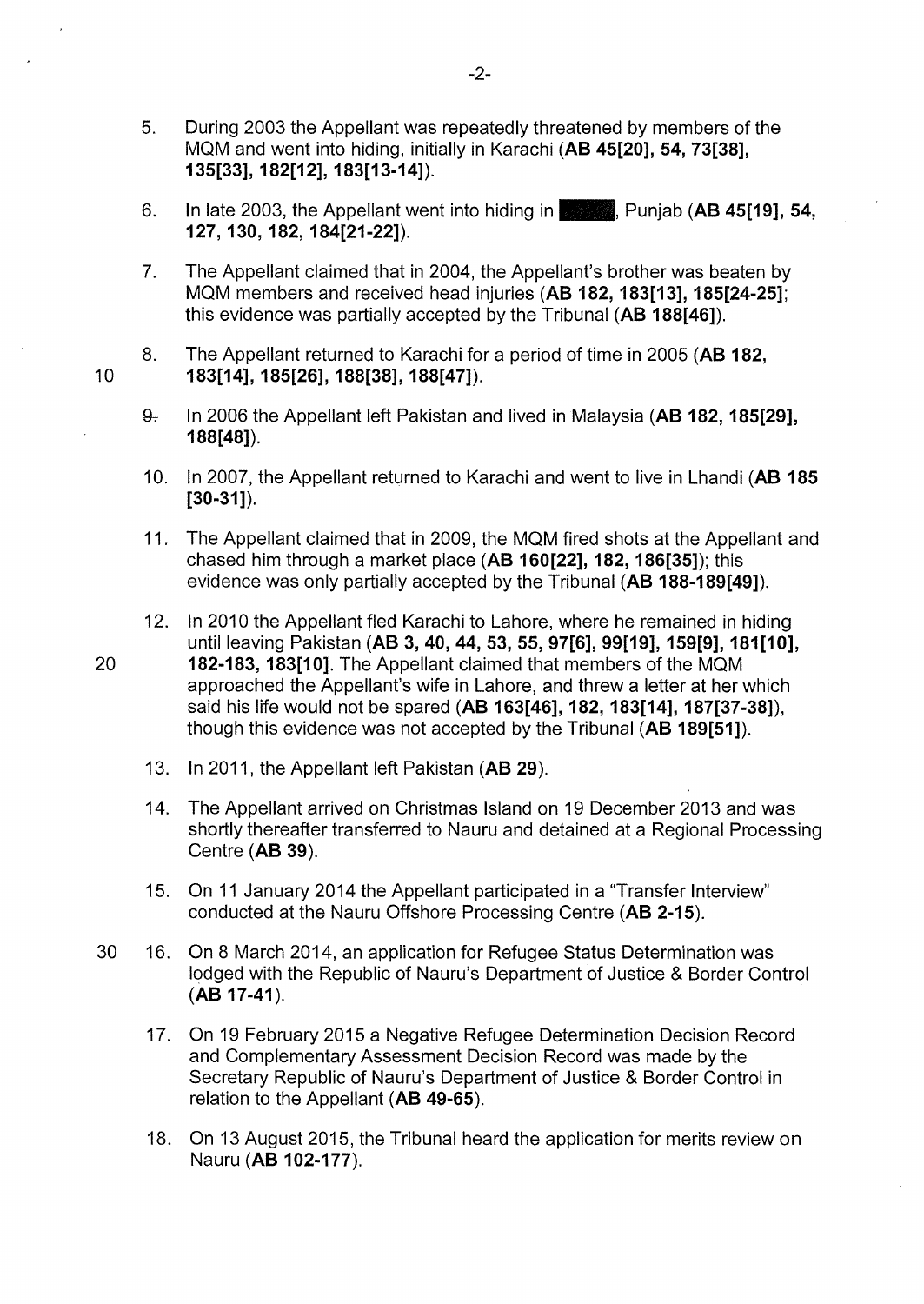5. During 2003 the Appellant was repeatedly threatened by members of the MQM and went into hiding, initially in Karachi (**AB 45[20], 54, 73[38], 135[33], 182[12], 183[13-14]**).

6. In late 2003, the Appellant went into hiding in ████, Punjab (**AB 45[19], 54, 127, 130, 182, 184[21-22]**).

7. The Appellant claimed that in 2004, the Appellant's brother was beaten by MQM members and received head injuries (**AB 182, 183[13], 185[24-25]**; this evidence was partially accepted by the Tribunal (**AB 188[46]**).

8. The Appellant returned to Karachi for a period of time in 2005 (**AB 182, 183[14], 185[26], 188[38], 188[47]**).

9. In 2006 the Appellant left Pakistan and lived in Malaysia (**AB 182, 185[29], 188[48]**).

10. In 2007, the Appellant returned to Karachi and went to live in Lhandi (**AB 185 [30-31]**).

11. The Appellant claimed that in 2009, the MQM fired shots at the Appellant and chased him through a market place (**AB 160[22], 182, 186[35]**); this evidence was only partially accepted by the Tribunal (**AB 188-189[49]**).

12. In 2010 the Appellant fled Karachi to Lahore, where he remained in hiding until leaving Pakistan (**AB 3, 40, 44, 53, 55, 97[6], 99[19], 159[9], 181[10], 182-183, 183[10]**. The Appellant claimed that members of the MQM approached the Appellant's wife in Lahore, and threw a letter at her which said his life would not be spared (**AB 163[46], 182, 183[14], 187[37-38]**), though this evidence was not accepted by the Tribunal (**AB 189[51]**).

13. In 2011, the Appellant left Pakistan (**AB 29**).

14. The Appellant arrived on Christmas Island on 19 December 2013 and was shortly thereafter transferred to Nauru and detained at a Regional Processing Centre (**AB 39**).

15. On 11 January 2014 the Appellant participated in a "Transfer Interview" conducted at the Nauru Offshore Processing Centre (**AB 2-15**).

16. On 8 March 2014, an application for Refugee Status Determination was lodged with the Republic of Nauru's Department of Justice & Border Control (**AB 17-41**).

17. On 19 February 2015 a Negative Refugee Determination Decision Record and Complementary Assessment Decision Record was made by the Secretary Republic of Nauru's Department of Justice & Border Control in relation to the Appellant (**AB 49-65**).

18. On 13 August 2015, the Tribunal heard the application for merits review on Nauru (**AB 102-177**).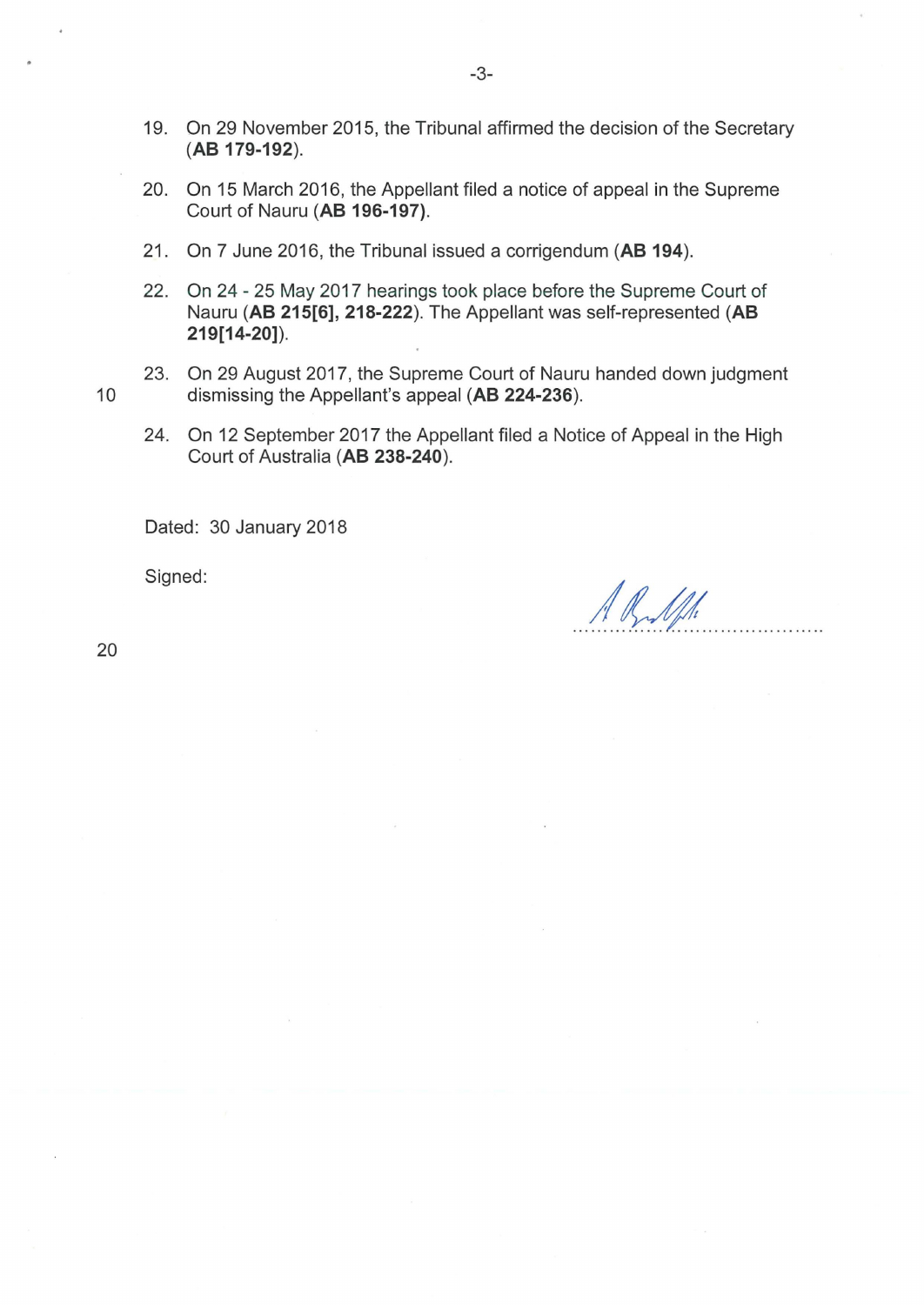19. On 29 November 2015, the Tribunal affirmed the decision of the Secretary (**AB 179-192**).

20. On 15 March 2016, the Appellant filed a notice of appeal in the Supreme Court of Nauru (**AB 196-197)**.

21. On 7 June 2016, the Tribunal issued a corrigendum (**AB 194**).

22. On 24 - 25 May 2017 hearings took place before the Supreme Court of Nauru (**AB 215[6], 218-222**). The Appellant was self-represented (**AB 219[14-20]**).

23. On 29 August 2017, the Supreme Court of Nauru handed down judgment dismissing the Appellant's appeal (**AB 224-236**).

24. On 12 September 2017 the Appellant filed a Notice of Appeal in the High Court of Australia (**AB 238-240**).

Dated: 30 January 2018

Signed: